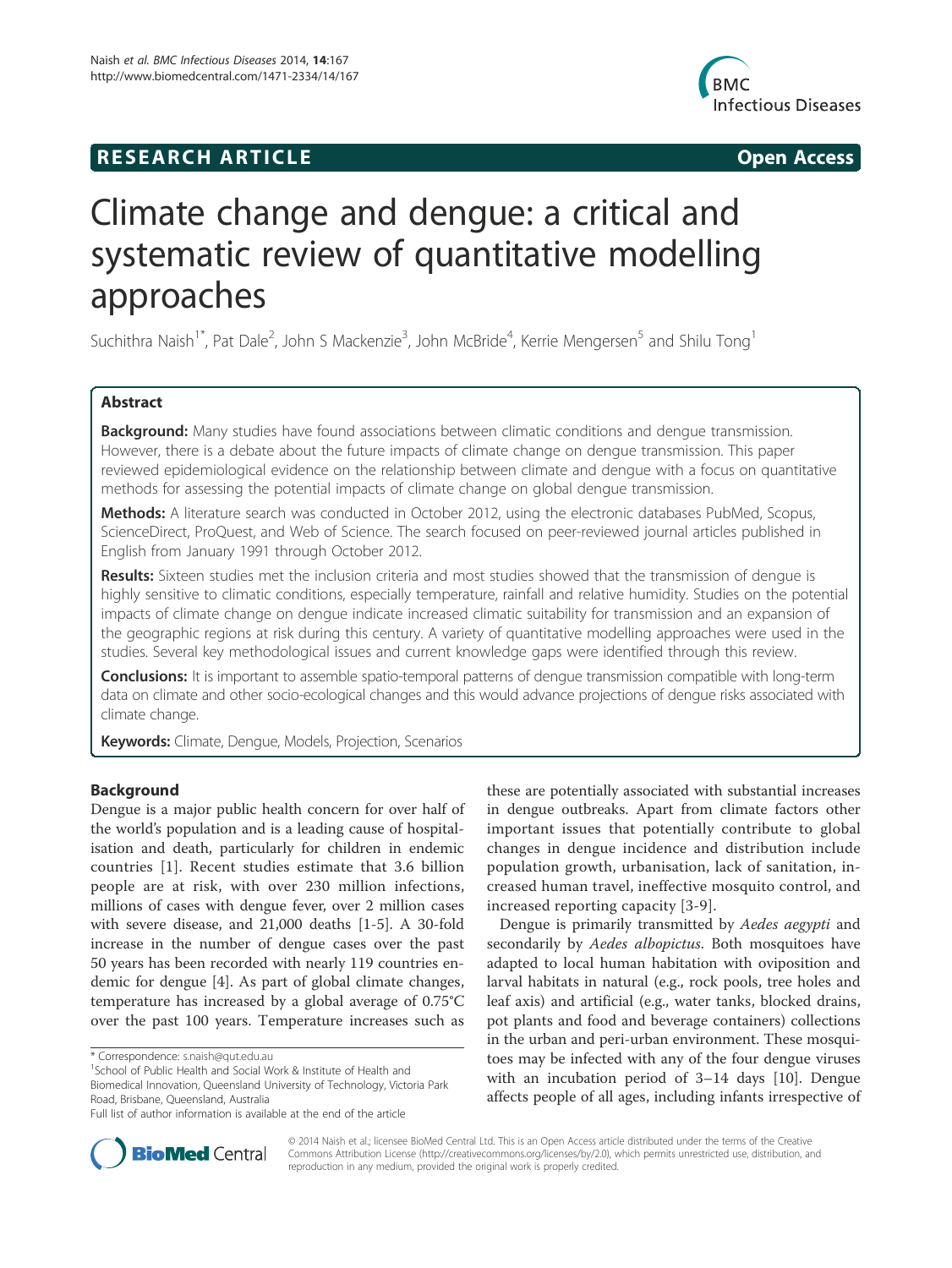**RESEARCH ARTICLE** **Open Access**

# Climate change and dengue: a critical and systematic review of quantitative modelling approaches

Suchithra Naish[1*], Pat Dale[2], John S Mackenzie[3], John McBride[4], Kerrie Mengersen[5] and Shilu Tong[1]

## Abstract

**Background:** Many studies have found associations between climatic conditions and dengue transmission. However, there is a debate about the future impacts of climate change on dengue transmission. This paper reviewed epidemiological evidence on the relationship between climate and dengue with a focus on quantitative methods for assessing the potential impacts of climate change on global dengue transmission.

**Methods:** A literature search was conducted in October 2012, using the electronic databases PubMed, Scopus, ScienceDirect, ProQuest, and Web of Science. The search focused on peer-reviewed journal articles published in English from January 1991 through October 2012.

**Results:** Sixteen studies met the inclusion criteria and most studies showed that the transmission of dengue is highly sensitive to climatic conditions, especially temperature, rainfall and relative humidity. Studies on the potential impacts of climate change on dengue indicate increased climatic suitability for transmission and an expansion of the geographic regions at risk during this century. A variety of quantitative modelling approaches were used in the studies. Several key methodological issues and current knowledge gaps were identified through this review.

**Conclusions:** It is important to assemble spatio-temporal patterns of dengue transmission compatible with long-term data on climate and other socio-ecological changes and this would advance projections of dengue risks associated with climate change.

**Keywords:** Climate, Dengue, Models, Projection, Scenarios

## Background

Dengue is a major public health concern for over half of the world's population and is a leading cause of hospitalisation and death, particularly for children in endemic countries [1]. Recent studies estimate that 3.6 billion people are at risk, with over 230 million infections, millions of cases with dengue fever, over 2 million cases with severe disease, and 21,000 deaths [1-5]. A 30-fold increase in the number of dengue cases over the past 50 years has been recorded with nearly 119 countries endemic for dengue [4]. As part of global climate changes, temperature has increased by a global average of 0.75°C over the past 100 years. Temperature increases such as these are potentially associated with substantial increases in dengue outbreaks. Apart from climate factors other important issues that potentially contribute to global changes in dengue incidence and distribution include population growth, urbanisation, lack of sanitation, increased human travel, ineffective mosquito control, and increased reporting capacity [3-9].

Dengue is primarily transmitted by *Aedes aegypti* and secondarily by *Aedes albopictus*. Both mosquitoes have adapted to local human habitation with oviposition and larval habitats in natural (e.g., rock pools, tree holes and leaf axis) and artificial (e.g., water tanks, blocked drains, pot plants and food and beverage containers) collections in the urban and peri-urban environment. These mosquitoes may be infected with any of the four dengue viruses with an incubation period of 3–14 days [10]. Dengue affects people of all ages, including infants irrespective of

\* Correspondence: s.naish@qut.edu.au
[1]School of Public Health and Social Work & Institute of Health and Biomedical Innovation, Queensland University of Technology, Victoria Park Road, Brisbane, Queensland, Australia
Full list of author information is available at the end of the article

© 2014 Naish et al.; licensee BioMed Central Ltd. This is an Open Access article distributed under the terms of the Creative Commons Attribution License (http://creativecommons.org/licenses/by/2.0), which permits unrestricted use, distribution, and reproduction in any medium, provided the original work is properly credited.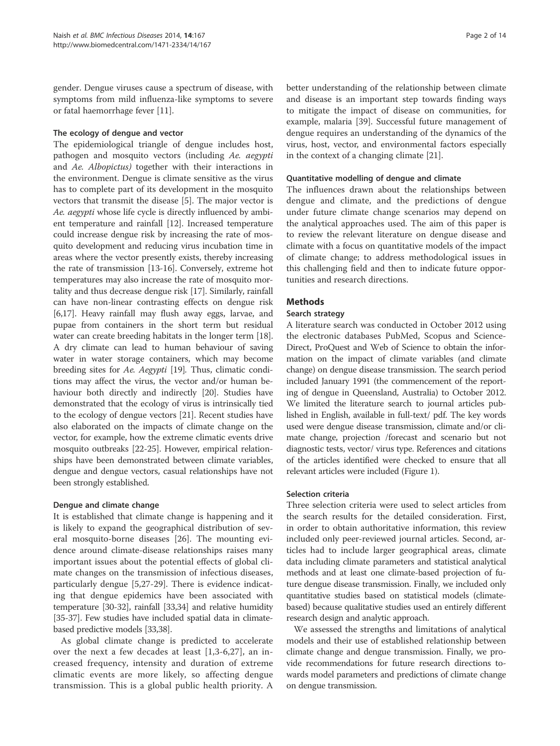gender. Dengue viruses cause a spectrum of disease, with symptoms from mild influenza-like symptoms to severe or fatal haemorrhage fever [11].

### The ecology of dengue and vector

The epidemiological triangle of dengue includes host, pathogen and mosquito vectors (including *Ae. aegypti* and *Ae. Albopictus)* together with their interactions in the environment. Dengue is climate sensitive as the virus has to complete part of its development in the mosquito vectors that transmit the disease [5]. The major vector is *Ae. aegypti* whose life cycle is directly influenced by ambient temperature and rainfall [12]. Increased temperature could increase dengue risk by increasing the rate of mosquito development and reducing virus incubation time in areas where the vector presently exists, thereby increasing the rate of transmission [13-16]. Conversely, extreme hot temperatures may also increase the rate of mosquito mortality and thus decrease dengue risk [17]. Similarly, rainfall can have non-linear contrasting effects on dengue risk [6,17]. Heavy rainfall may flush away eggs, larvae, and pupae from containers in the short term but residual water can create breeding habitats in the longer term [18]. A dry climate can lead to human behaviour of saving water in water storage containers, which may become breeding sites for *Ae. Aegypti* [19]. Thus, climatic conditions may affect the virus, the vector and/or human behaviour both directly and indirectly [20]. Studies have demonstrated that the ecology of virus is intrinsically tied to the ecology of dengue vectors [21]. Recent studies have also elaborated on the impacts of climate change on the vector, for example, how the extreme climatic events drive mosquito outbreaks [22-25]. However, empirical relationships have been demonstrated between climate variables, dengue and dengue vectors, casual relationships have not been strongly established.

### Dengue and climate change

It is established that climate change is happening and it is likely to expand the geographical distribution of several mosquito-borne diseases [26]. The mounting evidence around climate-disease relationships raises many important issues about the potential effects of global climate changes on the transmission of infectious diseases, particularly dengue [5,27-29]. There is evidence indicating that dengue epidemics have been associated with temperature [30-32], rainfall [33,34] and relative humidity [35-37]. Few studies have included spatial data in climate-based predictive models [33,38].

As global climate change is predicted to accelerate over the next a few decades at least [1,3-6,27], an increased frequency, intensity and duration of extreme climatic events are more likely, so affecting dengue transmission. This is a global public health priority. A better understanding of the relationship between climate and disease is an important step towards finding ways to mitigate the impact of disease on communities, for example, malaria [39]. Successful future management of dengue requires an understanding of the dynamics of the virus, host, vector, and environmental factors especially in the context of a changing climate [21].

### Quantitative modelling of dengue and climate

The influences drawn about the relationships between dengue and climate, and the predictions of dengue under future climate change scenarios may depend on the analytical approaches used. The aim of this paper is to review the relevant literature on dengue disease and climate with a focus on quantitative models of the impact of climate change; to address methodological issues in this challenging field and then to indicate future opportunities and research directions.

## Methods

### Search strategy

A literature search was conducted in October 2012 using the electronic databases PubMed, Scopus and Science-Direct, ProQuest and Web of Science to obtain the information on the impact of climate variables (and climate change) on dengue disease transmission. The search period included January 1991 (the commencement of the reporting of dengue in Queensland, Australia) to October 2012. We limited the literature search to journal articles published in English, available in full-text/ pdf. The key words used were dengue disease transmission, climate and/or climate change, projection /forecast and scenario but not diagnostic tests, vector/ virus type. References and citations of the articles identified were checked to ensure that all relevant articles were included (Figure 1).

### Selection criteria

Three selection criteria were used to select articles from the search results for the detailed consideration. First, in order to obtain authoritative information, this review included only peer-reviewed journal articles. Second, articles had to include larger geographical areas, climate data including climate parameters and statistical analytical methods and at least one climate-based projection of future dengue disease transmission. Finally, we included only quantitative studies based on statistical models (climate-based) because qualitative studies used an entirely different research design and analytic approach.

We assessed the strengths and limitations of analytical models and their use of established relationship between climate change and dengue transmission. Finally, we provide recommendations for future research directions towards model parameters and predictions of climate change on dengue transmission.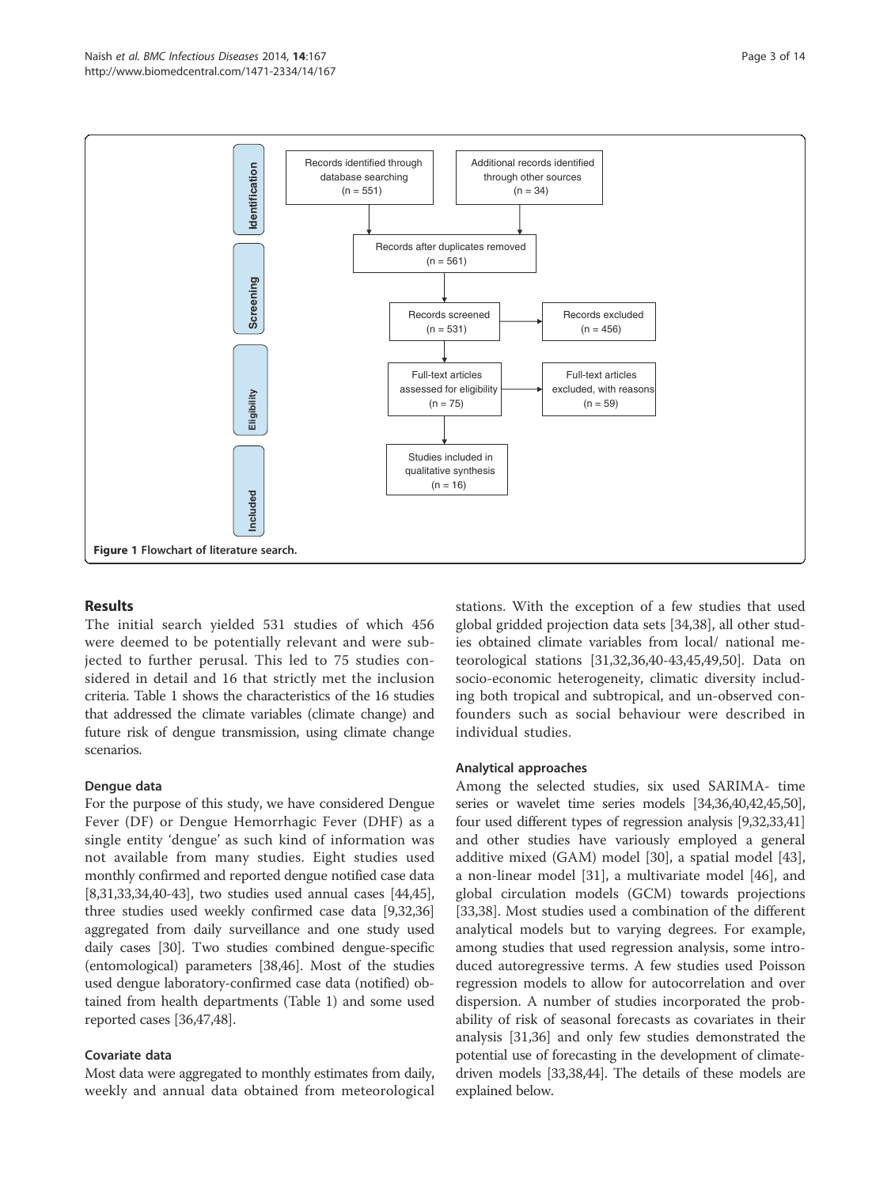Figure 1 Flowchart of literature search.

## Results

The initial search yielded 531 studies of which 456 were deemed to be potentially relevant and were subjected to further perusal. This led to 75 studies considered in detail and 16 that strictly met the inclusion criteria. Table 1 shows the characteristics of the 16 studies that addressed the climate variables (climate change) and future risk of dengue transmission, using climate change scenarios.

### Dengue data

For the purpose of this study, we have considered Dengue Fever (DF) or Dengue Hemorrhagic Fever (DHF) as a single entity 'dengue' as such kind of information was not available from many studies. Eight studies used monthly confirmed and reported dengue notified case data [8,31,33,34,40-43], two studies used annual cases [44,45], three studies used weekly confirmed case data [9,32,36] aggregated from daily surveillance and one study used daily cases [30]. Two studies combined dengue-specific (entomological) parameters [38,46]. Most of the studies used dengue laboratory-confirmed case data (notified) obtained from health departments (Table 1) and some used reported cases [36,47,48].

### Covariate data

Most data were aggregated to monthly estimates from daily, weekly and annual data obtained from meteorological stations. With the exception of a few studies that used global gridded projection data sets [34,38], all other studies obtained climate variables from local/ national meteorological stations [31,32,36,40-43,45,49,50]. Data on socio-economic heterogeneity, climatic diversity including both tropical and subtropical, and un-observed confounders such as social behaviour were described in individual studies.

### Analytical approaches

Among the selected studies, six used SARIMA- time series or wavelet time series models [34,36,40,42,45,50], four used different types of regression analysis [9,32,33,41] and other studies have variously employed a general additive mixed (GAM) model [30], a spatial model [43], a non-linear model [31], a multivariate model [46], and global circulation models (GCM) towards projections [33,38]. Most studies used a combination of the different analytical models but to varying degrees. For example, among studies that used regression analysis, some introduced autoregressive terms. A few studies used Poisson regression models to allow for autocorrelation and over dispersion. A number of studies incorporated the probability of risk of seasonal forecasts as covariates in their analysis [31,36] and only few studies demonstrated the potential use of forecasting in the development of climate-driven models [33,38,44]. The details of these models are explained below.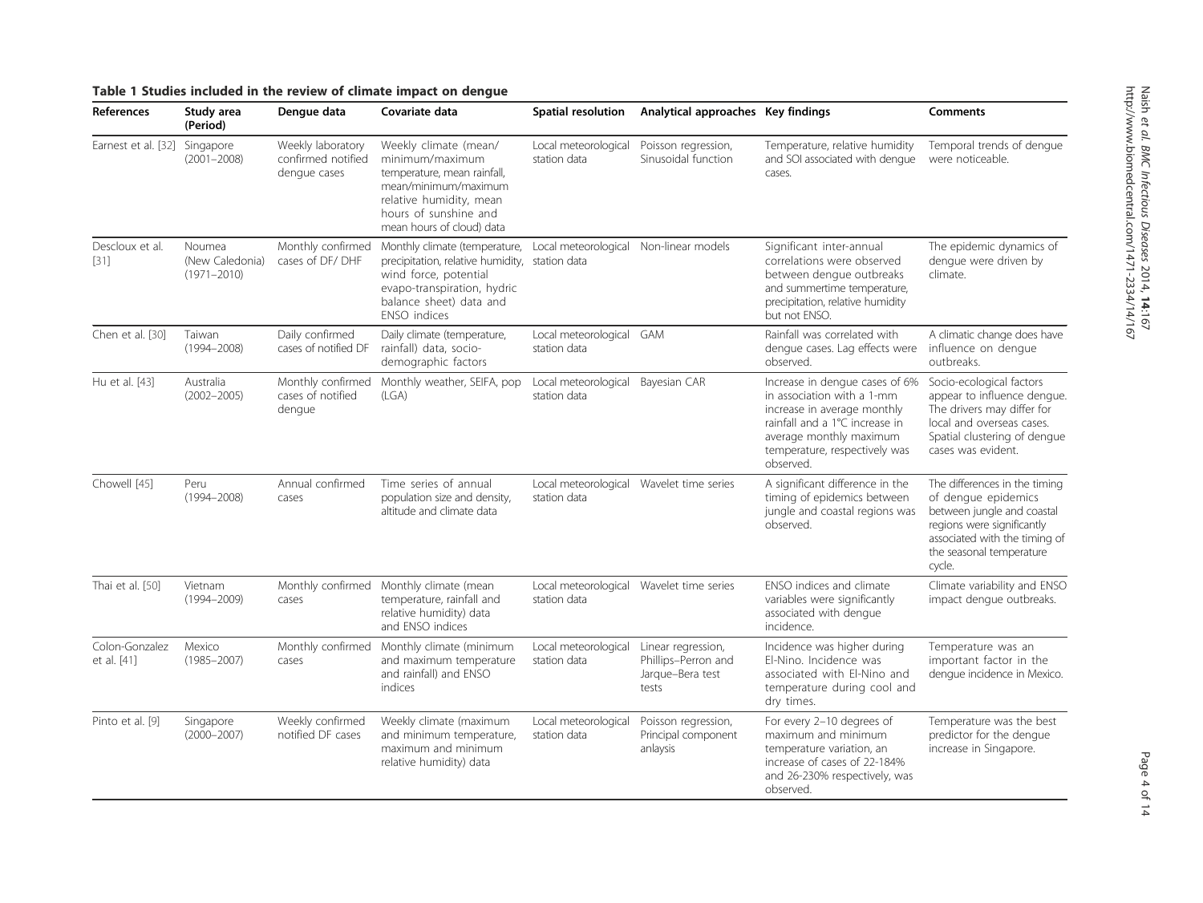**Table 1 Studies included in the review of climate impact on dengue**

| References | Study area (Period) | Dengue data | Covariate data | Spatial resolution | Analytical approaches | Key findings | Comments |
|---|---|---|---|---|---|---|---|
| Earnest et al. [32] | Singapore (2001–2008) | Weekly laboratory confirmed notified dengue cases | Weekly climate (mean/ minimum/maximum temperature, mean rainfall, mean/minimum/maximum relative humidity, mean hours of sunshine and mean hours of cloud) data | Local meteorological station data | Poisson regression, Sinusoidal function | Temperature, relative humidity and SOI associated with dengue cases. | Temporal trends of dengue were noticeable. |
| Descloux et al. [31] | Noumea (New Caledonia) (1971–2010) | Monthly confirmed cases of DF/ DHF | Monthly climate (temperature, precipitation, relative humidity, wind force, potential evapo-transpiration, hydric balance sheet) data and ENSO indices | Local meteorological station data | Non-linear models | Significant inter-annual correlations were observed between dengue outbreaks and summertime temperature, precipitation, relative humidity but not ENSO. | The epidemic dynamics of dengue were driven by climate. |
| Chen et al. [30] | Taiwan (1994–2008) | Daily confirmed cases of notified DF | Daily climate (temperature, rainfall) data, socio-demographic factors | Local meteorological station data | GAM | Rainfall was correlated with dengue cases. Lag effects were observed. | A climatic change does have influence on dengue outbreaks. |
| Hu et al. [43] | Australia (2002–2005) | Monthly confirmed cases of notified dengue | Monthly weather, SEIFA, pop (LGA) | Local meteorological station data | Bayesian CAR | Increase in dengue cases of 6% in association with a 1-mm increase in average monthly rainfall and a 1°C increase in average monthly maximum temperature, respectively was observed. | Socio-ecological factors appear to influence dengue. The drivers may differ for local and overseas cases. Spatial clustering of dengue cases was evident. |
| Chowell [45] | Peru (1994–2008) | Annual confirmed cases | Time series of annual population size and density, altitude and climate data | Local meteorological station data | Wavelet time series | A significant difference in the timing of epidemics between jungle and coastal regions was observed. | The differences in the timing of dengue epidemics between jungle and coastal regions were significantly associated with the timing of the seasonal temperature cycle. |
| Thai et al. [50] | Vietnam (1994–2009) | Monthly confirmed cases | Monthly climate (mean temperature, rainfall and relative humidity) data and ENSO indices | Local meteorological station data | Wavelet time series | ENSO indices and climate variables were significantly associated with dengue incidence. | Climate variability and ENSO impact dengue outbreaks. |
| Colon-Gonzalez et al. [41] | Mexico (1985–2007) | Monthly confirmed cases | Monthly climate (minimum and maximum temperature and rainfall) and ENSO indices | Local meteorological station data | Linear regression, Phillips–Perron and Jarque–Bera test tests | Incidence was higher during El-Nino. Incidence was associated with El-Nino and temperature during cool and dry times. | Temperature was an important factor in the dengue incidence in Mexico. |
| Pinto et al. [9] | Singapore (2000–2007) | Weekly confirmed notified DF cases | Weekly climate (maximum and minimum temperature, maximum and minimum relative humidity) data | Local meteorological station data | Poisson regression, Principal component anlaysis | For every 2–10 degrees of maximum and minimum temperature variation, an increase of cases of 22-184% and 26-230% respectively, was observed. | Temperature was the best predictor for the dengue increase in Singapore. |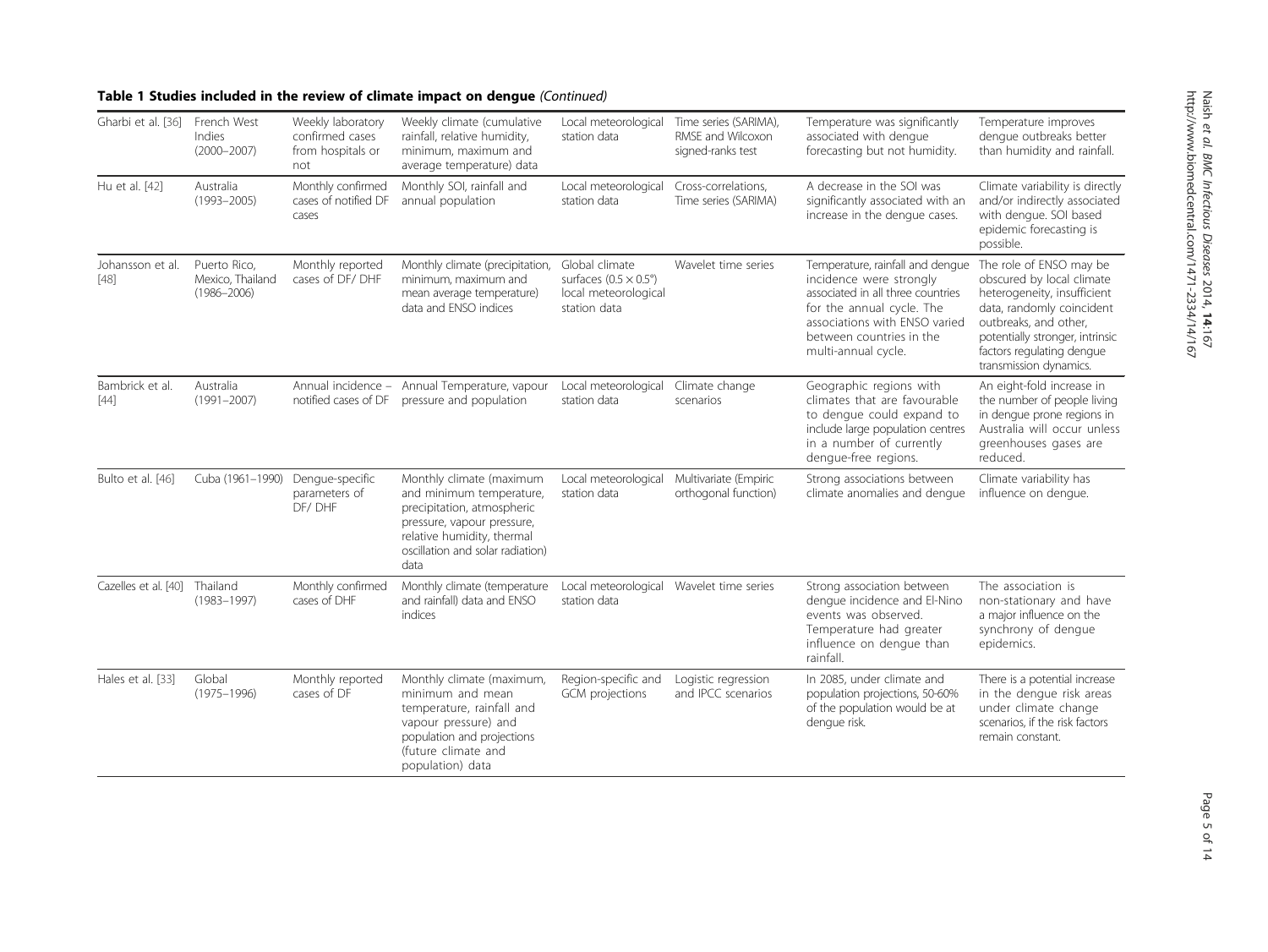**Table 1 Studies included in the review of climate impact on dengue** *(Continued)*

| | | | | | | | |
|---|---|---|---|---|---|---|---|
| Gharbi et al. [36] | French West Indies (2000–2007) | Weekly laboratory confirmed cases from hospitals or not | Weekly climate (cumulative rainfall, relative humidity, minimum, maximum and average temperature) data | Local meteorological station data | Time series (SARIMA), RMSE and Wilcoxon signed-ranks test | Temperature was significantly associated with dengue forecasting but not humidity. | Temperature improves dengue outbreaks better than humidity and rainfall. |
| Hu et al. [42] | Australia (1993–2005) | Monthly confirmed cases of notified DF cases | Monthly SOI, rainfall and annual population | Local meteorological station data | Cross-correlations, Time series (SARIMA) | A decrease in the SOI was significantly associated with an increase in the dengue cases. | Climate variability is directly and/or indirectly associated with dengue. SOI based epidemic forecasting is possible. |
| Johansson et al. [48] | Puerto Rico, Mexico, Thailand (1986–2006) | Monthly reported cases of DF/ DHF | Monthly climate (precipitation, minimum, maximum and mean average temperature) data and ENSO indices | Global climate surfaces (0.5 × 0.5°) local meteorological station data | Wavelet time series | Temperature, rainfall and dengue incidence were strongly associated in all three countries for the annual cycle. The associations with ENSO varied between countries in the multi-annual cycle. | The role of ENSO may be obscured by local climate heterogeneity, insufficient data, randomly coincident outbreaks, and other, potentially stronger, intrinsic factors regulating dengue transmission dynamics. |
| Bambrick et al. [44] | Australia (1991–2007) | Annual incidence – notified cases of DF | Annual Temperature, vapour pressure and population | Local meteorological station data | Climate change scenarios | Geographic regions with climates that are favourable to dengue could expand to include large population centres in a number of currently dengue-free regions. | An eight-fold increase in the number of people living in dengue prone regions in Australia will occur unless greenhouses gases are reduced. |
| Bulto et al. [46] | Cuba (1961–1990) | Dengue-specific parameters of DF/ DHF | Monthly climate (maximum and minimum temperature, precipitation, atmospheric pressure, vapour pressure, relative humidity, thermal oscillation and solar radiation) data | Local meteorological station data | Multivariate (Empiric orthogonal function) | Strong associations between climate anomalies and dengue | Climate variability has influence on dengue. |
| Cazelles et al. [40] | Thailand (1983–1997) | Monthly confirmed cases of DHF | Monthly climate (temperature and rainfall) data and ENSO indices | Local meteorological station data | Wavelet time series | Strong association between dengue incidence and El-Nino events was observed. Temperature had greater influence on dengue than rainfall. | The association is non-stationary and have a major influence on the synchrony of dengue epidemics. |
| Hales et al. [33] | Global (1975–1996) | Monthly reported cases of DF | Monthly climate (maximum, minimum and mean temperature, rainfall and vapour pressure) and population and projections (future climate and population) data | Region-specific and GCM projections | Logistic regression and IPCC scenarios | In 2085, under climate and population projections, 50-60% of the population would be at dengue risk. | There is a potential increase in the dengue risk areas under climate change scenarios, if the risk factors remain constant. |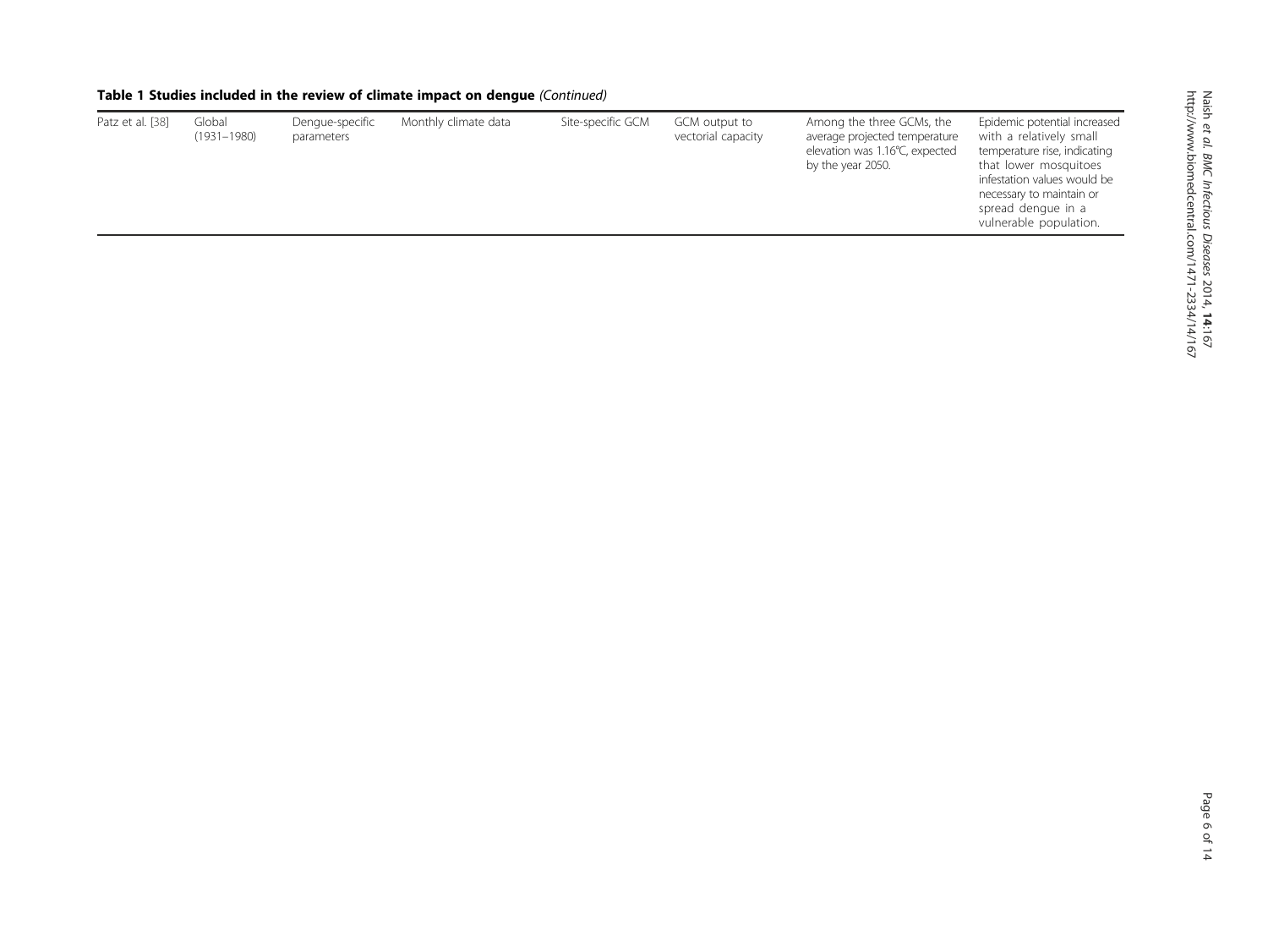**Table 1 Studies included in the review of climate impact on dengue** *(Continued)*

| | | | | | | | |
|---|---|---|---|---|---|---|---|
| Patz et al. [38] | Global (1931–1980) | Dengue-specific parameters | Monthly climate data | Site-specific GCM | GCM output to vectorial capacity | Among the three GCMs, the average projected temperature elevation was 1.16°C, expected by the year 2050. | Epidemic potential increased with a relatively small temperature rise, indicating that lower mosquitoes infestation values would be necessary to maintain or spread dengue in a vulnerable population. |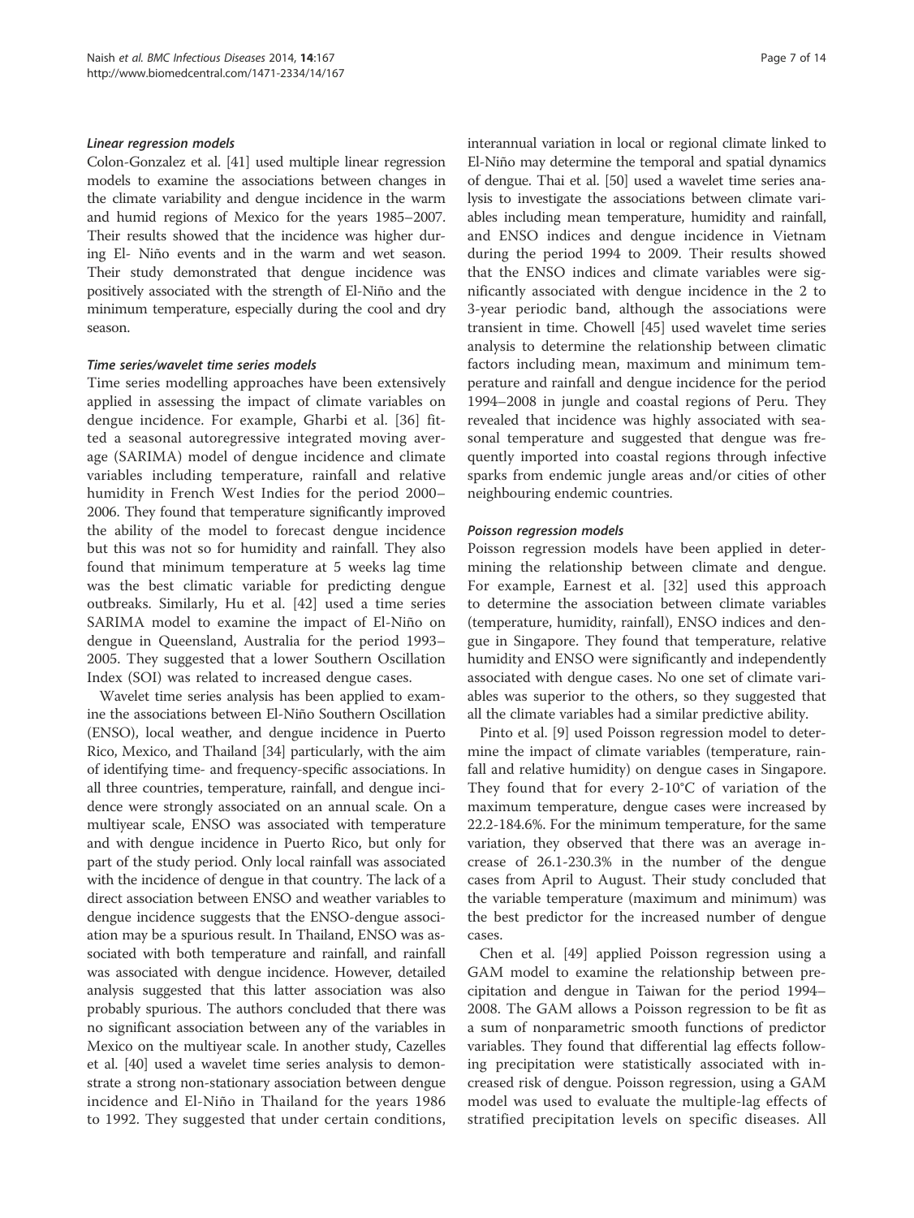#### *Linear regression models*

Colon-Gonzalez et al. [41] used multiple linear regression models to examine the associations between changes in the climate variability and dengue incidence in the warm and humid regions of Mexico for the years 1985–2007. Their results showed that the incidence was higher during El- Niño events and in the warm and wet season. Their study demonstrated that dengue incidence was positively associated with the strength of El-Niño and the minimum temperature, especially during the cool and dry season.

#### *Time series/wavelet time series models*

Time series modelling approaches have been extensively applied in assessing the impact of climate variables on dengue incidence. For example, Gharbi et al. [36] fitted a seasonal autoregressive integrated moving average (SARIMA) model of dengue incidence and climate variables including temperature, rainfall and relative humidity in French West Indies for the period 2000–2006. They found that temperature significantly improved the ability of the model to forecast dengue incidence but this was not so for humidity and rainfall. They also found that minimum temperature at 5 weeks lag time was the best climatic variable for predicting dengue outbreaks. Similarly, Hu et al. [42] used a time series SARIMA model to examine the impact of El-Niño on dengue in Queensland, Australia for the period 1993–2005. They suggested that a lower Southern Oscillation Index (SOI) was related to increased dengue cases.

Wavelet time series analysis has been applied to examine the associations between El-Niño Southern Oscillation (ENSO), local weather, and dengue incidence in Puerto Rico, Mexico, and Thailand [34] particularly, with the aim of identifying time- and frequency-specific associations. In all three countries, temperature, rainfall, and dengue incidence were strongly associated on an annual scale. On a multiyear scale, ENSO was associated with temperature and with dengue incidence in Puerto Rico, but only for part of the study period. Only local rainfall was associated with the incidence of dengue in that country. The lack of a direct association between ENSO and weather variables to dengue incidence suggests that the ENSO-dengue association may be a spurious result. In Thailand, ENSO was associated with both temperature and rainfall, and rainfall was associated with dengue incidence. However, detailed analysis suggested that this latter association was also probably spurious. The authors concluded that there was no significant association between any of the variables in Mexico on the multiyear scale. In another study, Cazelles et al. [40] used a wavelet time series analysis to demonstrate a strong non-stationary association between dengue incidence and El-Niño in Thailand for the years 1986 to 1992. They suggested that under certain conditions, interannual variation in local or regional climate linked to El-Niño may determine the temporal and spatial dynamics of dengue. Thai et al. [50] used a wavelet time series analysis to investigate the associations between climate variables including mean temperature, humidity and rainfall, and ENSO indices and dengue incidence in Vietnam during the period 1994 to 2009. Their results showed that the ENSO indices and climate variables were significantly associated with dengue incidence in the 2 to 3-year periodic band, although the associations were transient in time. Chowell [45] used wavelet time series analysis to determine the relationship between climatic factors including mean, maximum and minimum temperature and rainfall and dengue incidence for the period 1994–2008 in jungle and coastal regions of Peru. They revealed that incidence was highly associated with seasonal temperature and suggested that dengue was frequently imported into coastal regions through infective sparks from endemic jungle areas and/or cities of other neighbouring endemic countries.

#### *Poisson regression models*

Poisson regression models have been applied in determining the relationship between climate and dengue. For example, Earnest et al. [32] used this approach to determine the association between climate variables (temperature, humidity, rainfall), ENSO indices and dengue in Singapore. They found that temperature, relative humidity and ENSO were significantly and independently associated with dengue cases. No one set of climate variables was superior to the others, so they suggested that all the climate variables had a similar predictive ability.

Pinto et al. [9] used Poisson regression model to determine the impact of climate variables (temperature, rainfall and relative humidity) on dengue cases in Singapore. They found that for every 2-10°C of variation of the maximum temperature, dengue cases were increased by 22.2-184.6%. For the minimum temperature, for the same variation, they observed that there was an average increase of 26.1-230.3% in the number of the dengue cases from April to August. Their study concluded that the variable temperature (maximum and minimum) was the best predictor for the increased number of dengue cases.

Chen et al. [49] applied Poisson regression using a GAM model to examine the relationship between precipitation and dengue in Taiwan for the period 1994–2008. The GAM allows a Poisson regression to be fit as a sum of nonparametric smooth functions of predictor variables. They found that differential lag effects following precipitation were statistically associated with increased risk of dengue. Poisson regression, using a GAM model was used to evaluate the multiple-lag effects of stratified precipitation levels on specific diseases. All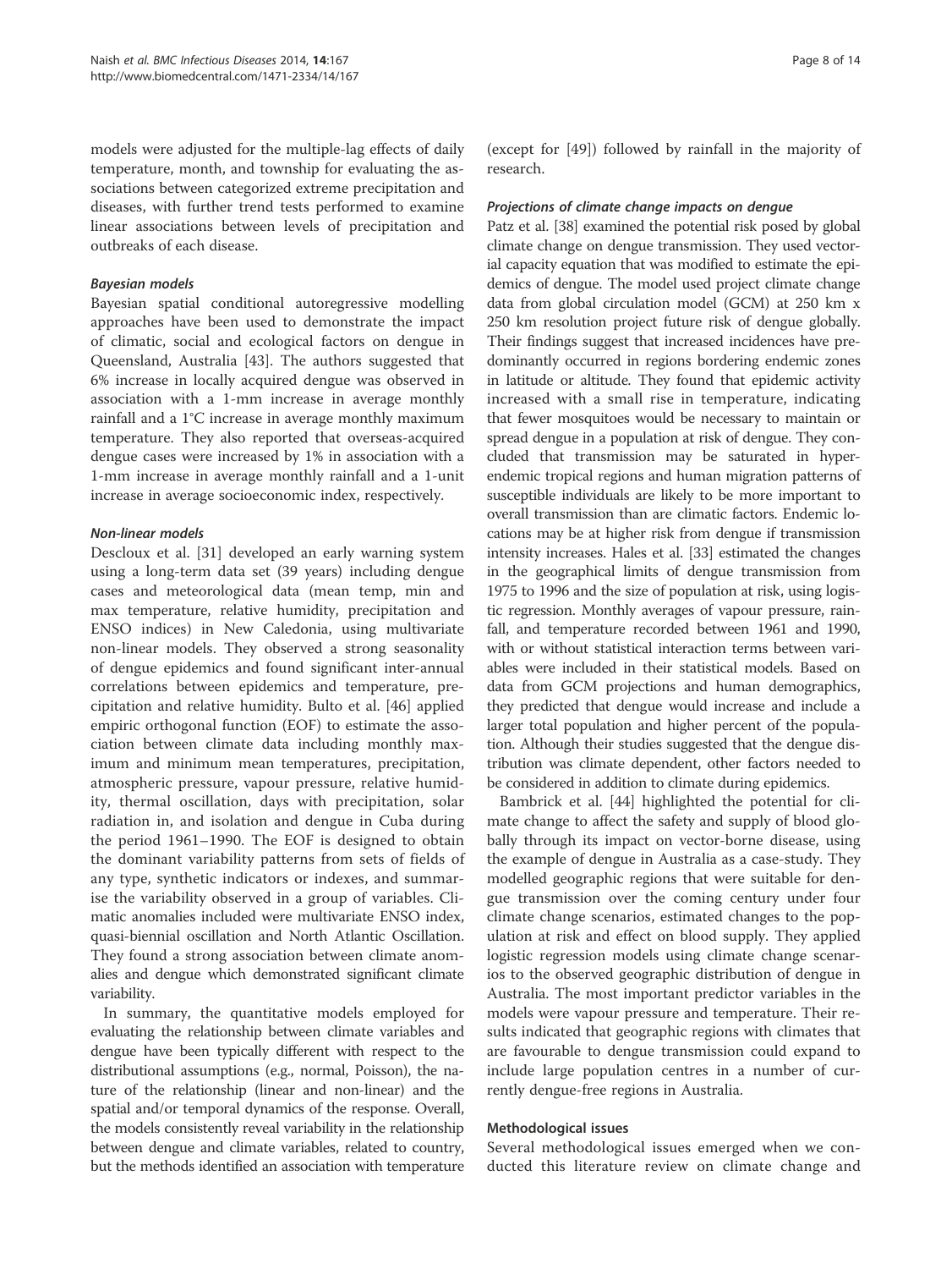models were adjusted for the multiple-lag effects of daily temperature, month, and township for evaluating the associations between categorized extreme precipitation and diseases, with further trend tests performed to examine linear associations between levels of precipitation and outbreaks of each disease.

#### *Bayesian models*

Bayesian spatial conditional autoregressive modelling approaches have been used to demonstrate the impact of climatic, social and ecological factors on dengue in Queensland, Australia [43]. The authors suggested that 6% increase in locally acquired dengue was observed in association with a 1-mm increase in average monthly rainfall and a 1°C increase in average monthly maximum temperature. They also reported that overseas-acquired dengue cases were increased by 1% in association with a 1-mm increase in average monthly rainfall and a 1-unit increase in average socioeconomic index, respectively.

#### *Non-linear models*

Descloux et al. [31] developed an early warning system using a long-term data set (39 years) including dengue cases and meteorological data (mean temp, min and max temperature, relative humidity, precipitation and ENSO indices) in New Caledonia, using multivariate non-linear models. They observed a strong seasonality of dengue epidemics and found significant inter-annual correlations between epidemics and temperature, precipitation and relative humidity. Bulto et al. [46] applied empiric orthogonal function (EOF) to estimate the association between climate data including monthly maximum and minimum mean temperatures, precipitation, atmospheric pressure, vapour pressure, relative humidity, thermal oscillation, days with precipitation, solar radiation in, and isolation and dengue in Cuba during the period 1961–1990. The EOF is designed to obtain the dominant variability patterns from sets of fields of any type, synthetic indicators or indexes, and summarise the variability observed in a group of variables. Climatic anomalies included were multivariate ENSO index, quasi-biennial oscillation and North Atlantic Oscillation. They found a strong association between climate anomalies and dengue which demonstrated significant climate variability.

In summary, the quantitative models employed for evaluating the relationship between climate variables and dengue have been typically different with respect to the distributional assumptions (e.g., normal, Poisson), the nature of the relationship (linear and non-linear) and the spatial and/or temporal dynamics of the response. Overall, the models consistently reveal variability in the relationship between dengue and climate variables, related to country, but the methods identified an association with temperature (except for [49]) followed by rainfall in the majority of research.

#### *Projections of climate change impacts on dengue*

Patz et al. [38] examined the potential risk posed by global climate change on dengue transmission. They used vectorial capacity equation that was modified to estimate the epidemics of dengue. The model used project climate change data from global circulation model (GCM) at 250 km x 250 km resolution project future risk of dengue globally. Their findings suggest that increased incidences have predominantly occurred in regions bordering endemic zones in latitude or altitude. They found that epidemic activity increased with a small rise in temperature, indicating that fewer mosquitoes would be necessary to maintain or spread dengue in a population at risk of dengue. They concluded that transmission may be saturated in hyper-endemic tropical regions and human migration patterns of susceptible individuals are likely to be more important to overall transmission than are climatic factors. Endemic locations may be at higher risk from dengue if transmission intensity increases. Hales et al. [33] estimated the changes in the geographical limits of dengue transmission from 1975 to 1996 and the size of population at risk, using logistic regression. Monthly averages of vapour pressure, rainfall, and temperature recorded between 1961 and 1990, with or without statistical interaction terms between variables were included in their statistical models. Based on data from GCM projections and human demographics, they predicted that dengue would increase and include a larger total population and higher percent of the population. Although their studies suggested that the dengue distribution was climate dependent, other factors needed to be considered in addition to climate during epidemics.

Bambrick et al. [44] highlighted the potential for climate change to affect the safety and supply of blood globally through its impact on vector-borne disease, using the example of dengue in Australia as a case-study. They modelled geographic regions that were suitable for dengue transmission over the coming century under four climate change scenarios, estimated changes to the population at risk and effect on blood supply. They applied logistic regression models using climate change scenarios to the observed geographic distribution of dengue in Australia. The most important predictor variables in the models were vapour pressure and temperature. Their results indicated that geographic regions with climates that are favourable to dengue transmission could expand to include large population centres in a number of currently dengue-free regions in Australia.

### Methodological issues

Several methodological issues emerged when we conducted this literature review on climate change and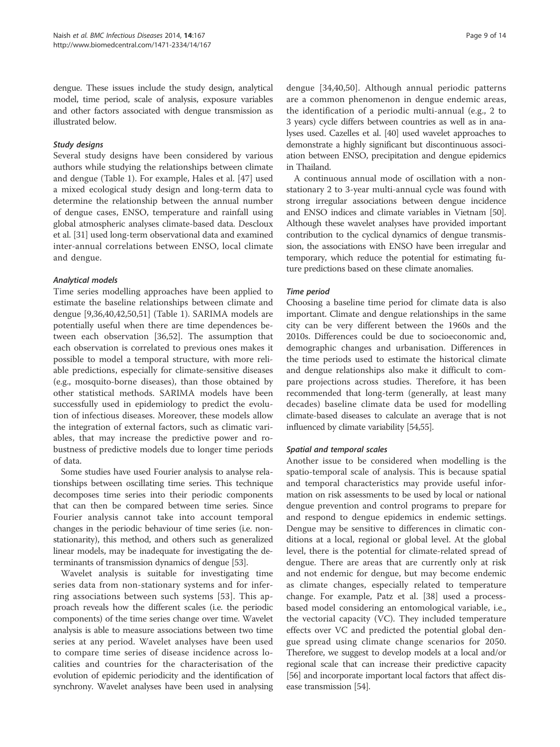dengue. These issues include the study design, analytical model, time period, scale of analysis, exposure variables and other factors associated with dengue transmission as illustrated below.

### *Study designs*

Several study designs have been considered by various authors while studying the relationships between climate and dengue (Table 1). For example, Hales et al. [47] used a mixed ecological study design and long-term data to determine the relationship between the annual number of dengue cases, ENSO, temperature and rainfall using global atmospheric analyses climate-based data. Descloux et al. [31] used long-term observational data and examined inter-annual correlations between ENSO, local climate and dengue.

### *Analytical models*

Time series modelling approaches have been applied to estimate the baseline relationships between climate and dengue [9,36,40,42,50,51] (Table 1). SARIMA models are potentially useful when there are time dependences between each observation [36,52]. The assumption that each observation is correlated to previous ones makes it possible to model a temporal structure, with more reliable predictions, especially for climate-sensitive diseases (e.g., mosquito-borne diseases), than those obtained by other statistical methods. SARIMA models have been successfully used in epidemiology to predict the evolution of infectious diseases. Moreover, these models allow the integration of external factors, such as climatic variables, that may increase the predictive power and robustness of predictive models due to longer time periods of data.

Some studies have used Fourier analysis to analyse relationships between oscillating time series. This technique decomposes time series into their periodic components that can then be compared between time series. Since Fourier analysis cannot take into account temporal changes in the periodic behaviour of time series (i.e. non-stationarity), this method, and others such as generalized linear models, may be inadequate for investigating the determinants of transmission dynamics of dengue [53].

Wavelet analysis is suitable for investigating time series data from non-stationary systems and for inferring associations between such systems [53]. This approach reveals how the different scales (i.e. the periodic components) of the time series change over time. Wavelet analysis is able to measure associations between two time series at any period. Wavelet analyses have been used to compare time series of disease incidence across localities and countries for the characterisation of the evolution of epidemic periodicity and the identification of synchrony. Wavelet analyses have been used in analysing dengue [34,40,50]. Although annual periodic patterns are a common phenomenon in dengue endemic areas, the identification of a periodic multi-annual (e.g., 2 to 3 years) cycle differs between countries as well as in analyses used. Cazelles et al. [40] used wavelet approaches to demonstrate a highly significant but discontinuous association between ENSO, precipitation and dengue epidemics in Thailand.

A continuous annual mode of oscillation with a non-stationary 2 to 3-year multi-annual cycle was found with strong irregular associations between dengue incidence and ENSO indices and climate variables in Vietnam [50]. Although these wavelet analyses have provided important contribution to the cyclical dynamics of dengue transmission, the associations with ENSO have been irregular and temporary, which reduce the potential for estimating future predictions based on these climate anomalies.

### *Time period*

Choosing a baseline time period for climate data is also important. Climate and dengue relationships in the same city can be very different between the 1960s and the 2010s. Differences could be due to socioeconomic and, demographic changes and urbanisation. Differences in the time periods used to estimate the historical climate and dengue relationships also make it difficult to compare projections across studies. Therefore, it has been recommended that long-term (generally, at least many decades) baseline climate data be used for modelling climate-based diseases to calculate an average that is not influenced by climate variability [54,55].

### *Spatial and temporal scales*

Another issue to be considered when modelling is the spatio-temporal scale of analysis. This is because spatial and temporal characteristics may provide useful information on risk assessments to be used by local or national dengue prevention and control programs to prepare for and respond to dengue epidemics in endemic settings. Dengue may be sensitive to differences in climatic conditions at a local, regional or global level. At the global level, there is the potential for climate-related spread of dengue. There are areas that are currently only at risk and not endemic for dengue, but may become endemic as climate changes, especially related to temperature change. For example, Patz et al. [38] used a process-based model considering an entomological variable, i.e., the vectorial capacity (VC). They included temperature effects over VC and predicted the potential global dengue spread using climate change scenarios for 2050. Therefore, we suggest to develop models at a local and/or regional scale that can increase their predictive capacity [56] and incorporate important local factors that affect disease transmission [54].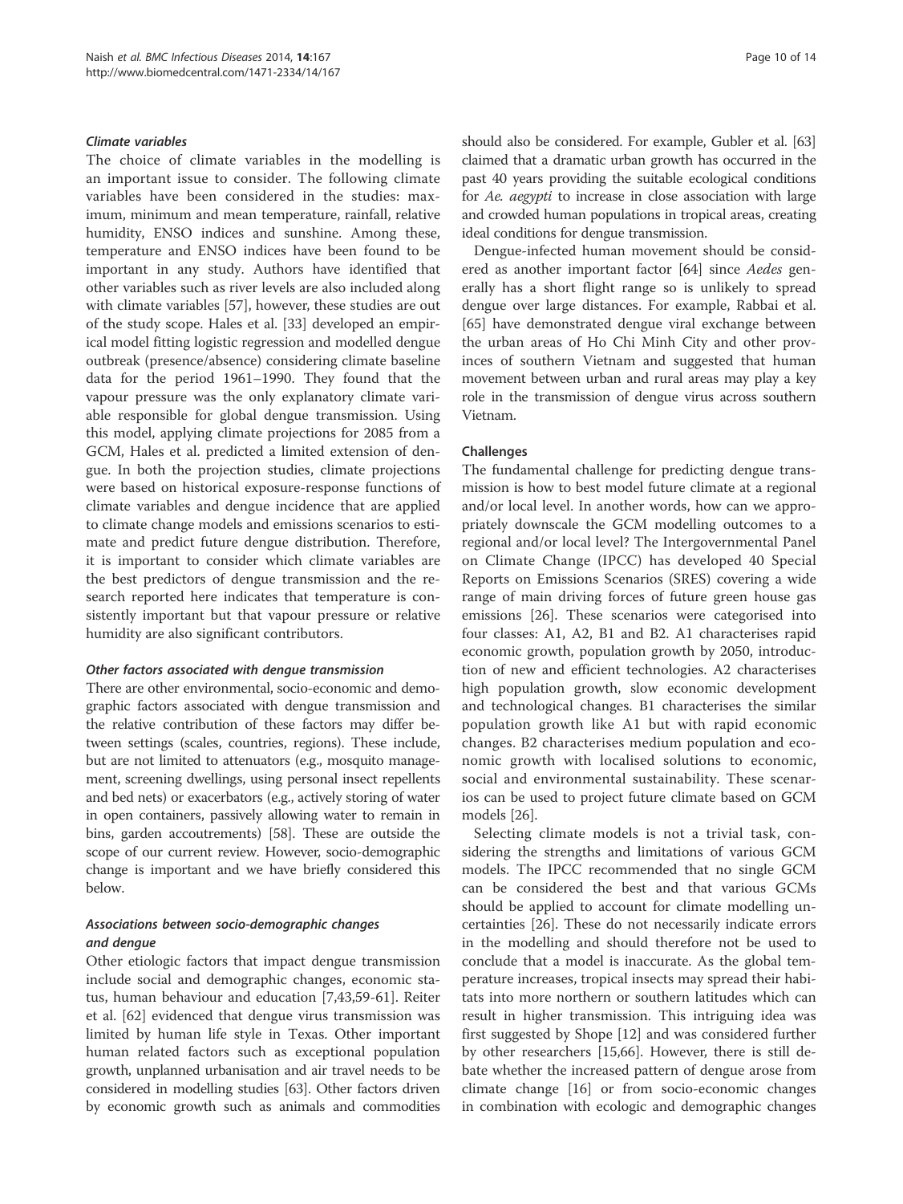#### *Climate variables*

The choice of climate variables in the modelling is an important issue to consider. The following climate variables have been considered in the studies: maximum, minimum and mean temperature, rainfall, relative humidity, ENSO indices and sunshine. Among these, temperature and ENSO indices have been found to be important in any study. Authors have identified that other variables such as river levels are also included along with climate variables [57], however, these studies are out of the study scope. Hales et al. [33] developed an empirical model fitting logistic regression and modelled dengue outbreak (presence/absence) considering climate baseline data for the period 1961–1990. They found that the vapour pressure was the only explanatory climate variable responsible for global dengue transmission. Using this model, applying climate projections for 2085 from a GCM, Hales et al. predicted a limited extension of dengue. In both the projection studies, climate projections were based on historical exposure-response functions of climate variables and dengue incidence that are applied to climate change models and emissions scenarios to estimate and predict future dengue distribution. Therefore, it is important to consider which climate variables are the best predictors of dengue transmission and the research reported here indicates that temperature is consistently important but that vapour pressure or relative humidity are also significant contributors.

#### *Other factors associated with dengue transmission*

There are other environmental, socio-economic and demographic factors associated with dengue transmission and the relative contribution of these factors may differ between settings (scales, countries, regions). These include, but are not limited to attenuators (e.g., mosquito management, screening dwellings, using personal insect repellents and bed nets) or exacerbators (e.g., actively storing of water in open containers, passively allowing water to remain in bins, garden accoutrements) [58]. These are outside the scope of our current review. However, socio-demographic change is important and we have briefly considered this below.

#### *Associations between socio-demographic changes and dengue*

Other etiologic factors that impact dengue transmission include social and demographic changes, economic status, human behaviour and education [7,43,59-61]. Reiter et al. [62] evidenced that dengue virus transmission was limited by human life style in Texas. Other important human related factors such as exceptional population growth, unplanned urbanisation and air travel needs to be considered in modelling studies [63]. Other factors driven by economic growth such as animals and commodities should also be considered. For example, Gubler et al. [63] claimed that a dramatic urban growth has occurred in the past 40 years providing the suitable ecological conditions for *Ae. aegypti* to increase in close association with large and crowded human populations in tropical areas, creating ideal conditions for dengue transmission.

Dengue-infected human movement should be considered as another important factor [64] since *Aedes* generally has a short flight range so is unlikely to spread dengue over large distances. For example, Rabbai et al. [65] have demonstrated dengue viral exchange between the urban areas of Ho Chi Minh City and other provinces of southern Vietnam and suggested that human movement between urban and rural areas may play a key role in the transmission of dengue virus across southern Vietnam.

### Challenges

The fundamental challenge for predicting dengue transmission is how to best model future climate at a regional and/or local level. In another words, how can we appropriately downscale the GCM modelling outcomes to a regional and/or local level? The Intergovernmental Panel on Climate Change (IPCC) has developed 40 Special Reports on Emissions Scenarios (SRES) covering a wide range of main driving forces of future green house gas emissions [26]. These scenarios were categorised into four classes: A1, A2, B1 and B2. A1 characterises rapid economic growth, population growth by 2050, introduction of new and efficient technologies. A2 characterises high population growth, slow economic development and technological changes. B1 characterises the similar population growth like A1 but with rapid economic changes. B2 characterises medium population and economic growth with localised solutions to economic, social and environmental sustainability. These scenarios can be used to project future climate based on GCM models [26].

Selecting climate models is not a trivial task, considering the strengths and limitations of various GCM models. The IPCC recommended that no single GCM can be considered the best and that various GCMs should be applied to account for climate modelling uncertainties [26]. These do not necessarily indicate errors in the modelling and should therefore not be used to conclude that a model is inaccurate. As the global temperature increases, tropical insects may spread their habitats into more northern or southern latitudes which can result in higher transmission. This intriguing idea was first suggested by Shope [12] and was considered further by other researchers [15,66]. However, there is still debate whether the increased pattern of dengue arose from climate change [16] or from socio-economic changes in combination with ecologic and demographic changes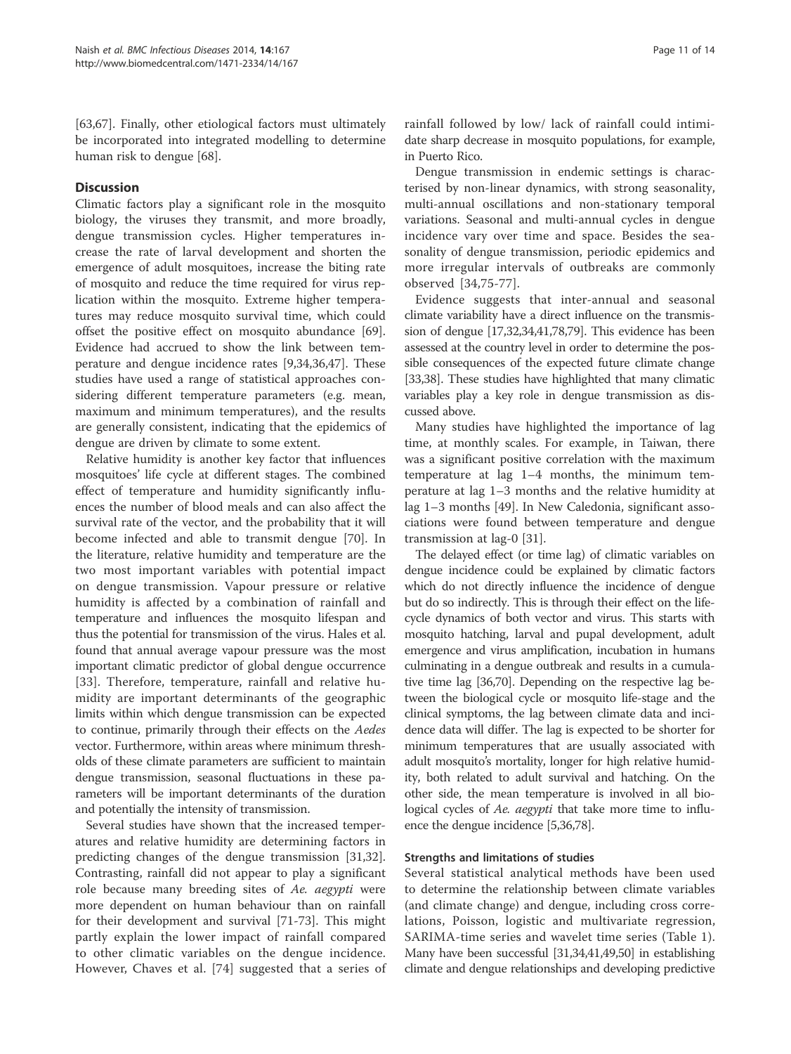[63,67]. Finally, other etiological factors must ultimately be incorporated into integrated modelling to determine human risk to dengue [68].

## Discussion

Climatic factors play a significant role in the mosquito biology, the viruses they transmit, and more broadly, dengue transmission cycles. Higher temperatures increase the rate of larval development and shorten the emergence of adult mosquitoes, increase the biting rate of mosquito and reduce the time required for virus replication within the mosquito. Extreme higher temperatures may reduce mosquito survival time, which could offset the positive effect on mosquito abundance [69]. Evidence had accrued to show the link between temperature and dengue incidence rates [9,34,36,47]. These studies have used a range of statistical approaches considering different temperature parameters (e.g. mean, maximum and minimum temperatures), and the results are generally consistent, indicating that the epidemics of dengue are driven by climate to some extent.

Relative humidity is another key factor that influences mosquitoes' life cycle at different stages. The combined effect of temperature and humidity significantly influences the number of blood meals and can also affect the survival rate of the vector, and the probability that it will become infected and able to transmit dengue [70]. In the literature, relative humidity and temperature are the two most important variables with potential impact on dengue transmission. Vapour pressure or relative humidity is affected by a combination of rainfall and temperature and influences the mosquito lifespan and thus the potential for transmission of the virus. Hales et al. found that annual average vapour pressure was the most important climatic predictor of global dengue occurrence [33]. Therefore, temperature, rainfall and relative humidity are important determinants of the geographic limits within which dengue transmission can be expected to continue, primarily through their effects on the *Aedes* vector. Furthermore, within areas where minimum thresholds of these climate parameters are sufficient to maintain dengue transmission, seasonal fluctuations in these parameters will be important determinants of the duration and potentially the intensity of transmission.

Several studies have shown that the increased temperatures and relative humidity are determining factors in predicting changes of the dengue transmission [31,32]. Contrasting, rainfall did not appear to play a significant role because many breeding sites of *Ae. aegypti* were more dependent on human behaviour than on rainfall for their development and survival [71-73]. This might partly explain the lower impact of rainfall compared to other climatic variables on the dengue incidence. However, Chaves et al. [74] suggested that a series of rainfall followed by low/ lack of rainfall could intimidate sharp decrease in mosquito populations, for example, in Puerto Rico.

Dengue transmission in endemic settings is characterised by non-linear dynamics, with strong seasonality, multi-annual oscillations and non-stationary temporal variations. Seasonal and multi-annual cycles in dengue incidence vary over time and space. Besides the seasonality of dengue transmission, periodic epidemics and more irregular intervals of outbreaks are commonly observed [34,75-77].

Evidence suggests that inter-annual and seasonal climate variability have a direct influence on the transmission of dengue [17,32,34,41,78,79]. This evidence has been assessed at the country level in order to determine the possible consequences of the expected future climate change [33,38]. These studies have highlighted that many climatic variables play a key role in dengue transmission as discussed above.

Many studies have highlighted the importance of lag time, at monthly scales. For example, in Taiwan, there was a significant positive correlation with the maximum temperature at lag 1–4 months, the minimum temperature at lag 1–3 months and the relative humidity at lag 1–3 months [49]. In New Caledonia, significant associations were found between temperature and dengue transmission at lag-0 [31].

The delayed effect (or time lag) of climatic variables on dengue incidence could be explained by climatic factors which do not directly influence the incidence of dengue but do so indirectly. This is through their effect on the life-cycle dynamics of both vector and virus. This starts with mosquito hatching, larval and pupal development, adult emergence and virus amplification, incubation in humans culminating in a dengue outbreak and results in a cumulative time lag [36,70]. Depending on the respective lag between the biological cycle or mosquito life-stage and the clinical symptoms, the lag between climate data and incidence data will differ. The lag is expected to be shorter for minimum temperatures that are usually associated with adult mosquito's mortality, longer for high relative humidity, both related to adult survival and hatching. On the other side, the mean temperature is involved in all biological cycles of *Ae. aegypti* that take more time to influence the dengue incidence [5,36,78].

### Strengths and limitations of studies

Several statistical analytical methods have been used to determine the relationship between climate variables (and climate change) and dengue, including cross correlations, Poisson, logistic and multivariate regression, SARIMA-time series and wavelet time series (Table 1). Many have been successful [31,34,41,49,50] in establishing climate and dengue relationships and developing predictive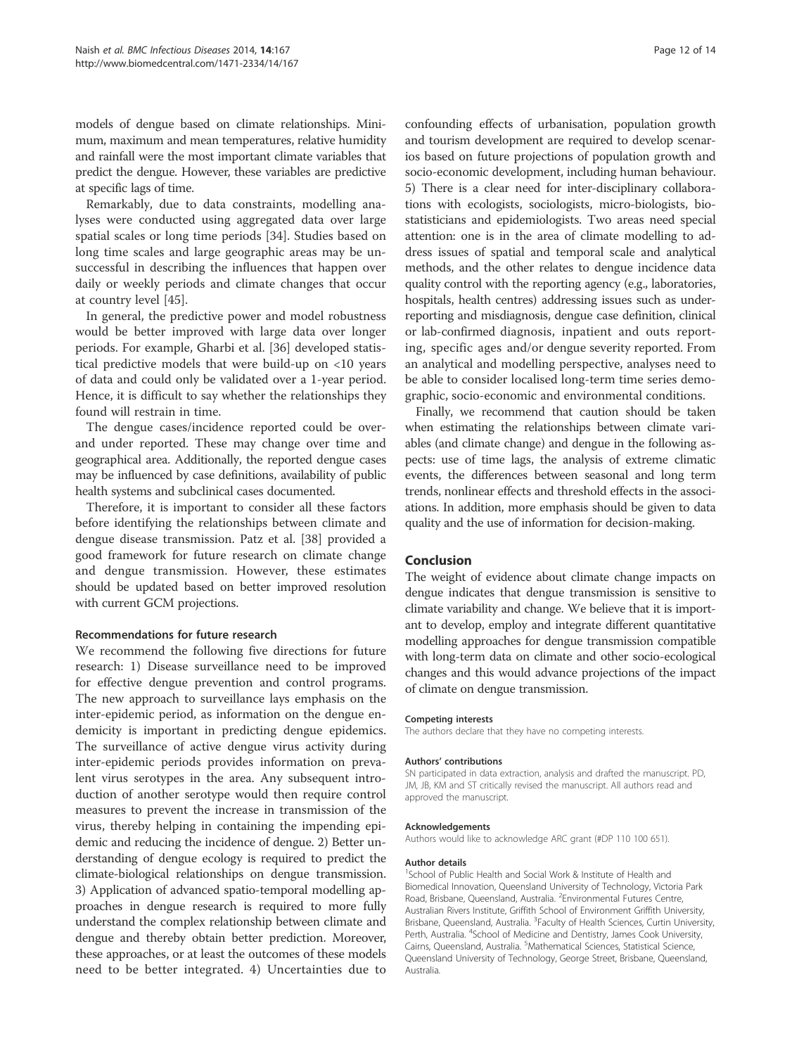models of dengue based on climate relationships. Minimum, maximum and mean temperatures, relative humidity and rainfall were the most important climate variables that predict the dengue. However, these variables are predictive at specific lags of time.

Remarkably, due to data constraints, modelling analyses were conducted using aggregated data over large spatial scales or long time periods [34]. Studies based on long time scales and large geographic areas may be unsuccessful in describing the influences that happen over daily or weekly periods and climate changes that occur at country level [45].

In general, the predictive power and model robustness would be better improved with large data over longer periods. For example, Gharbi et al. [36] developed statistical predictive models that were build-up on <10 years of data and could only be validated over a 1-year period. Hence, it is difficult to say whether the relationships they found will restrain in time.

The dengue cases/incidence reported could be over- and under reported. These may change over time and geographical area. Additionally, the reported dengue cases may be influenced by case definitions, availability of public health systems and subclinical cases documented.

Therefore, it is important to consider all these factors before identifying the relationships between climate and dengue disease transmission. Patz et al. [38] provided a good framework for future research on climate change and dengue transmission. However, these estimates should be updated based on better improved resolution with current GCM projections.

### Recommendations for future research

We recommend the following five directions for future research: 1) Disease surveillance need to be improved for effective dengue prevention and control programs. The new approach to surveillance lays emphasis on the inter-epidemic period, as information on the dengue endemicity is important in predicting dengue epidemics. The surveillance of active dengue virus activity during inter-epidemic periods provides information on prevalent virus serotypes in the area. Any subsequent introduction of another serotype would then require control measures to prevent the increase in transmission of the virus, thereby helping in containing the impending epidemic and reducing the incidence of dengue. 2) Better understanding of dengue ecology is required to predict the climate-biological relationships on dengue transmission. 3) Application of advanced spatio-temporal modelling approaches in dengue research is required to more fully understand the complex relationship between climate and dengue and thereby obtain better prediction. Moreover, these approaches, or at least the outcomes of these models need to be better integrated. 4) Uncertainties due to confounding effects of urbanisation, population growth and tourism development are required to develop scenarios based on future projections of population growth and socio-economic development, including human behaviour. 5) There is a clear need for inter-disciplinary collaborations with ecologists, sociologists, micro-biologists, biostatisticians and epidemiologists. Two areas need special attention: one is in the area of climate modelling to address issues of spatial and temporal scale and analytical methods, and the other relates to dengue incidence data quality control with the reporting agency (e.g., laboratories, hospitals, health centres) addressing issues such as under-reporting and misdiagnosis, dengue case definition, clinical or lab-confirmed diagnosis, inpatient and outs reporting, specific ages and/or dengue severity reported. From an analytical and modelling perspective, analyses need to be able to consider localised long-term time series demographic, socio-economic and environmental conditions.

Finally, we recommend that caution should be taken when estimating the relationships between climate variables (and climate change) and dengue in the following aspects: use of time lags, the analysis of extreme climatic events, the differences between seasonal and long term trends, nonlinear effects and threshold effects in the associations. In addition, more emphasis should be given to data quality and the use of information for decision-making.

## Conclusion

The weight of evidence about climate change impacts on dengue indicates that dengue transmission is sensitive to climate variability and change. We believe that it is important to develop, employ and integrate different quantitative modelling approaches for dengue transmission compatible with long-term data on climate and other socio-ecological changes and this would advance projections of the impact of climate on dengue transmission.

#### Competing interests

The authors declare that they have no competing interests.

#### Authors' contributions

SN participated in data extraction, analysis and drafted the manuscript. PD, JM, JB, KM and ST critically revised the manuscript. All authors read and approved the manuscript.

#### Acknowledgements

Authors would like to acknowledge ARC grant (#DP 110 100 651).

#### Author details

[1]School of Public Health and Social Work & Institute of Health and Biomedical Innovation, Queensland University of Technology, Victoria Park Road, Brisbane, Queensland, Australia. [2]Environmental Futures Centre, Australian Rivers Institute, Griffith School of Environment Griffith University, Brisbane, Queensland, Australia. [3]Faculty of Health Sciences, Curtin University, Perth, Australia. [4]School of Medicine and Dentistry, James Cook University, Cairns, Queensland, Australia. [5]Mathematical Sciences, Statistical Science, Queensland University of Technology, George Street, Brisbane, Queensland, Australia.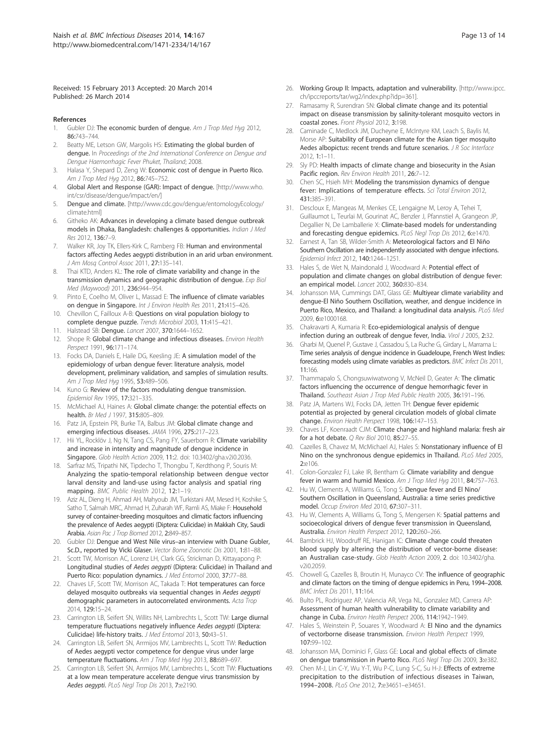Received: 15 February 2013 Accepted: 20 March 2014
Published: 26 March 2014

## References

1. Gubler DJ: **The economic burden of dengue.** *Am J Trop Med Hyg* 2012, **86:**743–744.
2. Beatty ME, Letson GW, Margolis HS: **Estimating the global burden of dengue.** In *Proceedings of the 2nd International Conference on Dengue and Dengue Haemorrhagic Fever Phuket, Thailand*; 2008.
3. Halasa Y, Shepard D, Zeng W: **Economic cost of dengue in Puerto Rico.** *Am J Trop Med Hyg* 2012, **86:**745–752.
4. **Global Alert and Response (GAR): Impact of dengue.** [http://www.who.int/csr/disease/dengue/impact/en/]
5. **Dengue and climate.** [http://www.cdc.gov/dengue/entomologyEcology/climate.html]
6. Githeko AK: **Advances in developing a climate based dengue outbreak models in Dhaka, Bangladesh: challenges & opportunities.** *Indian J Med Res* 2012, **136:**7–9.
7. Walker KR, Joy TK, Ellers-Kirk C, Ramberg FB: **Human and environmental factors affecting Aedes aegypti distribution in an arid urban environment.** *J Am Mosq Control Assoc* 2011, **27:**135–141.
8. Thai KTD, Anders KL: **The role of climate variability and change in the transmission dynamics and geographic distribution of dengue.** *Exp Biol Med (Maywood)* 2011, **236:**944–954.
9. Pinto E, Coelho M, Oliver L, Massad E: **The influence of climate variables on dengue in Singapore.** *Int J Environ Health Res* 2011, **21:**415–426.
10. Chevillon C, Failloux A-B: **Questions on viral population biology to complete dengue puzzle.** *Trends Microbiol* 2003, **11:**415–421.
11. Halstead SB: **Dengue.** *Lancet* 2007, **370:**1644–1652.
12. Shope R: **Global climate change and infectious diseases.** *Environ Health Perspect* 1991, **96:**171–174.
13. Focks DA, Daniels E, Haile DG, Keesling JE: **A simulation model of the epidemiology of urban dengue fever: literature analysis, model development, preliminary validation, and samples of simulation results.** *Am J Trop Med Hyg* 1995, **53:**489–506.
14. Kuno G: **Review of the factors modulating dengue transmission.** *Epidemiol Rev* 1995, **17:**321–335.
15. McMichael AJ, Haines A: **Global climate change: the potential effects on health.** *Br Med J* 1997, **315:**805–809.
16. Patz JA, Epstein PR, Burke TA, Balbus JM: **Global climate change and emerging infectious diseases.** *JAMA* 1996, **275:**217–223.
17. Hii YL, Rocklöv J, Ng N, Tang CS, Pang FY, Sauerborn R: **Climate variability and increase in intensity and magnitude of dengue incidence in Singapore.** *Glob Health Action* 2009, **11:**2. doi: 10.3402/gha.v2i0.2036.
18. Sarfraz MS, Tripathi NK, Tipdecho T, Thongbu T, Kerdthong P, Souris M: **Analyzing the spatio-temporal relationship between dengue vector larval density and land-use using factor analysis and spatial ring mapping.** *BMC Public Health* 2012, **12:**1–19.
19. Aziz AL, Dieng H, Ahmad AH, Mahyoub JM, Turkistani AM, Mesed H, Koshike S, Satho T, Salmah MRC, Ahmad H, Zuharah WF, Ramli AS, Miake F: **Household survey of container-breeding mosquitoes and climatic factors influencing the prevalence of Aedes aegypti (Diptera: Culicidae) in Makkah City, Saudi Arabia.** *Asian Pac J Trop Biomed* 2012, **2:**849–857.
20. Gubler DJ: **Dengue and West Nile virus–an interview with Duane Gubler, Sc.D., reported by Vicki Glaser.** *Vector Borne Zoonotic Dis* 2001, **1:**81–88.
21. Scott TW, Morrison AC, Lorenz LH, Clark GG, Strickman D, Kittayapong P: **Longitudinal studies of *Aedes aegypti* (Diptera: Culicidae) in Thailand and Puerto Rico: population dynamics.** *J Med Entomol* 2000, **37:**77–88.
22. Chaves LF, Scott TW, Morrison AC, Takada T: **Hot temperatures can force delayed mosquito outbreaks via sequential changes in *Aedes aegypti* demographic parameters in autocorrelated environments.** *Acta Trop* 2014, **129:**15–24.
23. Carrington LB, Seifert SN, Willits NH, Lambrechts L, Scott TW: **Large diurnal temperature fluctuations negatively influence *Aedes aegypti* (Diptera: Culicidae) life-history traits.** *J Med Entomol* 2013, **50:**43–51.
24. Carrington LB, Seifert SN, Armijos MV, Lambrechts L, Scott TW: **Reduction of Aedes aegypti vector competence for dengue virus under large temperature fluctuations.** *Am J Trop Med Hyg* 2013, **88:**689–697.
25. Carrington LB, Seifert SN, Armijos MV, Lambrechts L, Scott TW: **Fluctuations at a low mean temperature accelerate dengue virus transmission by *Aedes aegypti*.** *PLoS Negl Trop Dis* 2013, **7:**e2190.
26. **Working Group II: Impacts, adaptation and vulnerability.** [http://www.ipcc.ch/ipccreports/tar/wg2/index.php?idp=361].
27. Ramasamy R, Surendran SN: **Global climate change and its potential impact on disease transmission by salinity-tolerant mosquito vectors in coastal zones.** *Front Physiol* 2012, **3:**198.
28. Caminade C, Medlock JM, Ducheyne E, McIntyre KM, Leach S, Baylis M, Morse AP: **Suitability of European climate for the Asian tiger mosquito Aedes albopictus: recent trends and future scenarios.** *J R Soc Interface* 2012, **1:**1–11.
29. Sly PD: **Health impacts of climate change and biosecurity in the Asian Pacific region.** *Rev Environ Health* 2011, **26:**7–12.
30. Chen SC, Hsieh MH: **Modeling the transmission dynamics of dengue fever: Implications of temperature effects.** *Sci Total Environ* 2012, **431:**385–391.
31. Descloux E, Mangeas M, Menkes CE, Lengaigne M, Leroy A, Tehei T, Guillaumot L, Teurlai M, Gourinat AC, Benzler J, Pfannstiel A, Grangeon JP, Degallier N, De Lamballerie X: **Climate-based models for understanding and forecasting dengue epidemics.** *PLoS Negl Trop Dis* 2012, **6:**e1470.
32. Earnest A, Tan SB, Wilder-Smith A: **Meteorological factors and El Niño Southern Oscillation are independently associated with dengue infections.** *Epidemiol Infect* 2012, **140:**1244–1251.
33. Hales S, de Wet N, Maindonald J, Woodward A: **Potential effect of population and climate changes on global distribution of dengue fever: an empirical model.** *Lancet* 2002, **360:**830–834.
34. Johansson MA, Cummings DAT, Glass GE: **Multiyear climate variability and dengue-El Niño Southern Oscillation, weather, and dengue incidence in Puerto Rico, Mexico, and Thailand: a longitudinal data analysis.** *PLoS Med* 2009, **6:**e1000168.
35. Chakravarti A, Kumaria R: **Eco-epidemiological analysis of dengue infection during an outbreak of dengue fever, India.** *Virol J* 2005, **2:**32.
36. Gharbi M, Quenel P, Gustave J, Cassadou S, La Ruche G, Girdary L, Marrama L: **Time series analysis of dengue incidence in Guadeloupe, French West Indies: forecasting models using climate variables as predictors.** *BMC Infect Dis* 2011, **11:**166.
37. Thammapalo S, Chongsuwiwatwong V, McNeil D, Geater A: **The climatic factors influencing the occurrence of dengue hemorrhagic fever in Thailand.** *Southeast Asian J Trop Med Public Health* 2005, **36:**191–196.
38. Patz JA, Martens WJ, Focks DA, Jetten TH: **Dengue fever epidemic potential as projected by general circulation models of global climate change.** *Environ Health Perspect* 1998, **106:**147–153.
39. Chaves LF, Koenraadt CJM: **Climate change and highland malaria: fresh air for a hot debate.** *Q Rev Biol* 2010, **85:**27–55.
40. Cazelles B, Chavez M, McMichael AJ, Hales S: **Nonstationary influence of El Nino on the synchronous dengue epidemics in Thailand.** *PLoS Med* 2005, **2:**e106.
41. Colon-Gonzalez FJ, Lake IR, Bentham G: **Climate variability and dengue fever in warm and humid Mexico.** *Am J Trop Med Hyg* 2011, **84:**757–763.
42. Hu W, Clements A, Williams G, Tong S: **Dengue fever and El Nino/Southern Oscillation in Queensland, Australia: a time series predictive model.** *Occup Environ Med* 2010, **67:**307–311.
43. Hu W, Clements A, Williams G, Tong S, Mengersen K: **Spatial patterns and socioecological drivers of dengue fever transmission in Queensland, Australia.** *Environ Health Perspect* 2012, **120:**260–266.
44. Bambrick HJ, Woodruff RE, Hanigan IC: **Climate change could threaten blood supply by altering the distribution of vector-borne disease: an Australian case-study.** *Glob Health Action* 2009, **2**. doi: 10.3402/gha.v2i0.2059.
45. Chowell G, Cazelles B, Broutin H, Munayco CV: **The influence of geographic and climate factors on the timing of dengue epidemics in Peru, 1994–2008.** *BMC Infect Dis* 2011, **11:**164.
46. Bulto PL, Rodriguez AP, Valencia AR, Vega NL, Gonzalez MD, Carrera AP: **Assessment of human health vulnerability to climate variability and change in Cuba.** *Environ Health Perspect* 2006, **114:**1942–1949.
47. Hales S, Weinstein P, Souares Y, Woodward A: **El Nino and the dynamics of vectorborne disease transmission.** *Environ Health Perspect* 1999, **107:**99–102.
48. Johansson MA, Dominici F, Glass GE: **Local and global effects of climate on dengue transmission in Puerto Rico.** *PLoS Negl Trop Dis* 2009, **3:**e382.
49. Chen M-J, Lin C-Y, Wu Y-T, Wu P-C, Lung S-C, Su H-J: **Effects of extreme precipitation to the distribution of infectious diseases in Taiwan, 1994–2008.** *PLoS One* 2012, **7:**e34651–e34651.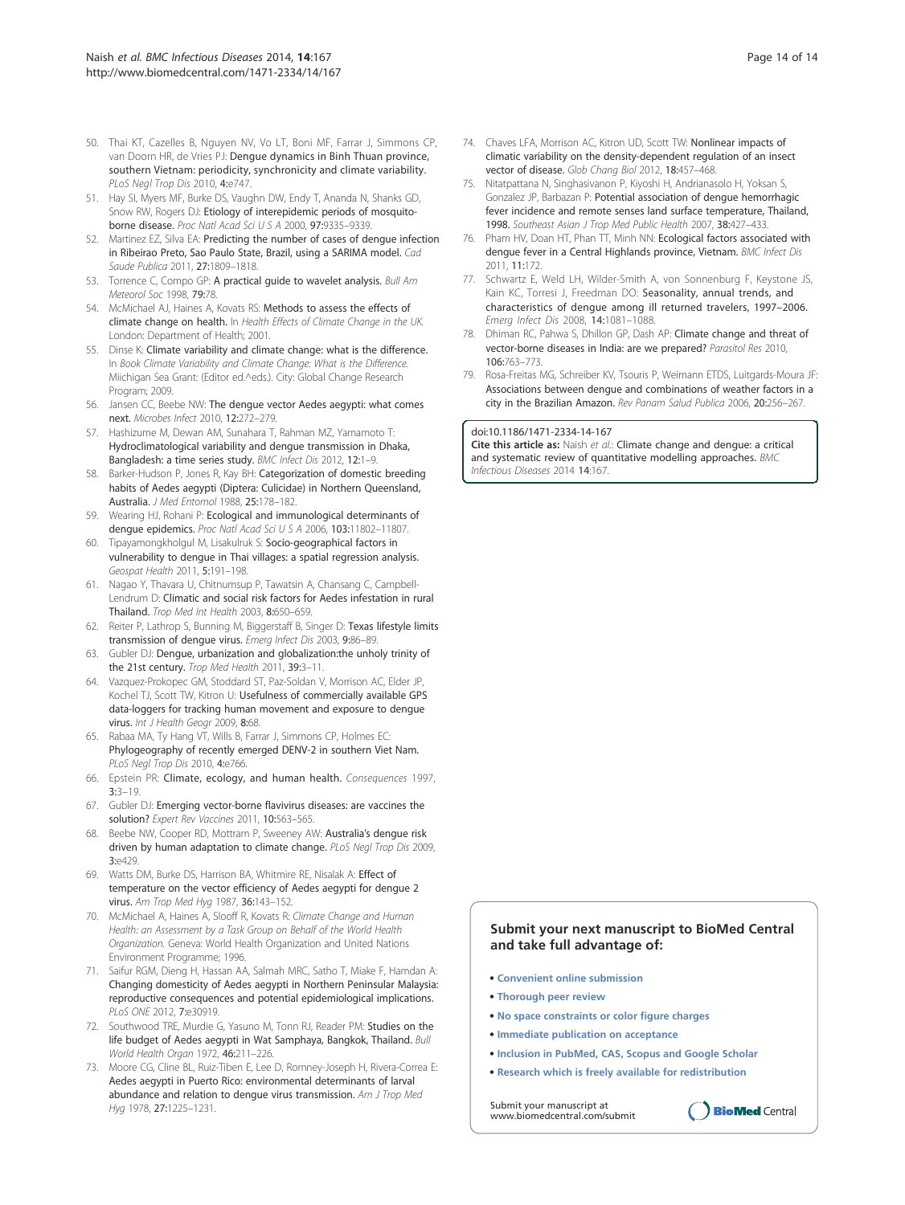50. Thai KT, Cazelles B, Nguyen NV, Vo LT, Boni MF, Farrar J, Simmons CP, van Doorn HR, de Vries PJ: **Dengue dynamics in Binh Thuan province, southern Vietnam: periodicity, synchronicity and climate variability.** *PLoS Negl Trop Dis* 2010, **4:**e747.
51. Hay SI, Myers MF, Burke DS, Vaughn DW, Endy T, Ananda N, Shanks GD, Snow RW, Rogers DJ: **Etiology of interepidemic periods of mosquito-borne disease.** *Proc Natl Acad Sci U S A* 2000, **97:**9335–9339.
52. Martinez EZ, Silva EA: **Predicting the number of cases of dengue infection in Ribeirao Preto, Sao Paulo State, Brazil, using a SARIMA model.** *Cad Saude Publica* 2011, **27:**1809–1818.
53. Torrence C, Compo GP: **A practical guide to wavelet analysis.** *Bull Am Meteorol Soc* 1998, **79:**78.
54. McMichael AJ, Haines A, Kovats RS: **Methods to assess the effects of climate change on health.** In *Health Effects of Climate Change in the UK*. London: Department of Health; 2001.
55. Dinse K: **Climate variability and climate change: what is the difference.** In *Book Climate Variability and Climate Change: What is the Difference*. Miichigan Sea Grant: (Editor ed.^eds.). City: Global Change Research Program; 2009.
56. Jansen CC, Beebe NW: **The dengue vector Aedes aegypti: what comes next.** *Microbes Infect* 2010, **12:**272–279.
57. Hashizume M, Dewan AM, Sunahara T, Rahman MZ, Yamamoto T: **Hydroclimatological variability and dengue transmission in Dhaka, Bangladesh: a time series study.** *BMC Infect Dis* 2012, **12:**1–9.
58. Barker-Hudson P, Jones R, Kay BH: **Categorization of domestic breeding habits of Aedes aegypti (Diptera: Culicidae) in Northern Queensland, Australia.** *J Med Entomol* 1988, **25:**178–182.
59. Wearing HJ, Rohani P: **Ecological and immunological determinants of dengue epidemics.** *Proc Natl Acad Sci U S A* 2006, **103:**11802–11807.
60. Tipayamongkholgul M, Lisakulruk S: **Socio-geographical factors in vulnerability to dengue in Thai villages: a spatial regression analysis.** *Geospat Health* 2011, **5:**191–198.
61. Nagao Y, Thavara U, Chitnumsup P, Tawatsin A, Chansang C, Campbell-Lendrum D: **Climatic and social risk factors for Aedes infestation in rural Thailand.** *Trop Med Int Health* 2003, **8:**650–659.
62. Reiter P, Lathrop S, Bunning M, Biggerstaff B, Singer D: **Texas lifestyle limits transmission of dengue virus.** *Emerg Infect Dis* 2003, **9:**86–89.
63. Gubler DJ: **Dengue, urbanization and globalization:the unholy trinity of the 21st century.** *Trop Med Health* 2011, **39:**3–11.
64. Vazquez-Prokopec GM, Stoddard ST, Paz-Soldan V, Morrison AC, Elder JP, Kochel TJ, Scott TW, Kitron U: **Usefulness of commercially available GPS data-loggers for tracking human movement and exposure to dengue virus.** *Int J Health Geogr* 2009, **8:**68.
65. Rabaa MA, Ty Hang VT, Wills B, Farrar J, Simmons CP, Holmes EC: **Phylogeography of recently emerged DENV-2 in southern Viet Nam.** *PLoS Negl Trop Dis* 2010, **4:**e766.
66. Epstein PR: **Climate, ecology, and human health.** *Consequences* 1997, **3:**3–19.
67. Gubler DJ: **Emerging vector-borne flavivirus diseases: are vaccines the solution?** *Expert Rev Vaccines* 2011, **10:**563–565.
68. Beebe NW, Cooper RD, Mottram P, Sweeney AW: **Australia's dengue risk driven by human adaptation to climate change.** *PLoS Negl Trop Dis* 2009, **3:**e429.
69. Watts DM, Burke DS, Harrison BA, Whitmire RE, Nisalak A: **Effect of temperature on the vector efficiency of Aedes aegypti for dengue 2 virus.** *Am Trop Med Hyg* 1987, **36:**143–152.
70. McMichael A, Haines A, Slooff R, Kovats R: *Climate Change and Human Health: an Assessment by a Task Group on Behalf of the World Health Organization.* Geneva: World Health Organization and United Nations Environment Programme; 1996.
71. Saifur RGM, Dieng H, Hassan AA, Salmah MRC, Satho T, Miake F, Hamdan A: **Changing domesticity of Aedes aegypti in Northern Peninsular Malaysia: reproductive consequences and potential epidemiological implications.** *PLoS ONE* 2012, **7:**e30919.
72. Southwood TRE, Murdie G, Yasuno M, Tonn RJ, Reader PM: **Studies on the life budget of Aedes aegypti in Wat Samphaya, Bangkok, Thailand.** *Bull World Health Organ* 1972, **46:**211–226.
73. Moore CG, Cline BL, Ruiz-Tiben E, Lee D, Romney-Joseph H, Rivera-Correa E: **Aedes aegypti in Puerto Rico: environmental determinants of larval abundance and relation to dengue virus transmission.** *Am J Trop Med Hyg* 1978, **27:**1225–1231.
74. Chaves LFA, Morrison AC, Kitron UD, Scott TW: **Nonlinear impacts of climatic variability on the density-dependent regulation of an insect vector of disease.** *Glob Chang Biol* 2012, **18:**457–468.
75. Nitatpattana N, Singhasivanon P, Kiyoshi H, Andrianasolo H, Yoksan S, Gonzalez JP, Barbazan P: **Potential association of dengue hemorrhagic fever incidence and remote senses land surface temperature, Thailand, 1998.** *Southeast Asian J Trop Med Public Health* 2007, **38:**427–433.
76. Pham HV, Doan HT, Phan TT, Minh NN: **Ecological factors associated with dengue fever in a Central Highlands province, Vietnam.** *BMC Infect Dis* 2011, **11:**172.
77. Schwartz E, Weld LH, Wilder-Smith A, von Sonnenburg F, Keystone JS, Kain KC, Torresi J, Freedman DO: **Seasonality, annual trends, and characteristics of dengue among ill returned travelers, 1997–2006.** *Emerg Infect Dis* 2008, **14:**1081–1088.
78. Dhiman RC, Pahwa S, Dhillon GP, Dash AP: **Climate change and threat of vector-borne diseases in India: are we prepared?** *Parasitol Res* 2010, **106:**763–773.
79. Rosa-Freitas MG, Schreiber KV, Tsouris P, Weimann ETDS, Luitgards-Moura JF: **Associations between dengue and combinations of weather factors in a city in the Brazilian Amazon.** *Rev Panam Salud Publica* 2006, **20:**256–267.

doi:10.1186/1471-2334-14-167

**Cite this article as:** Naish *et al.*: Climate change and dengue: a critical and systematic review of quantitative modelling approaches. *BMC Infectious Diseases* 2014 14:167.

**Submit your next manuscript to BioMed Central and take full advantage of:**

- **Convenient online submission**
- **Thorough peer review**
- **No space constraints or color figure charges**
- **Immediate publication on acceptance**
- **Inclusion in PubMed, CAS, Scopus and Google Scholar**
- **Research which is freely available for redistribution**

Submit your manuscript at www.biomedcentral.com/submit

BioMed Central